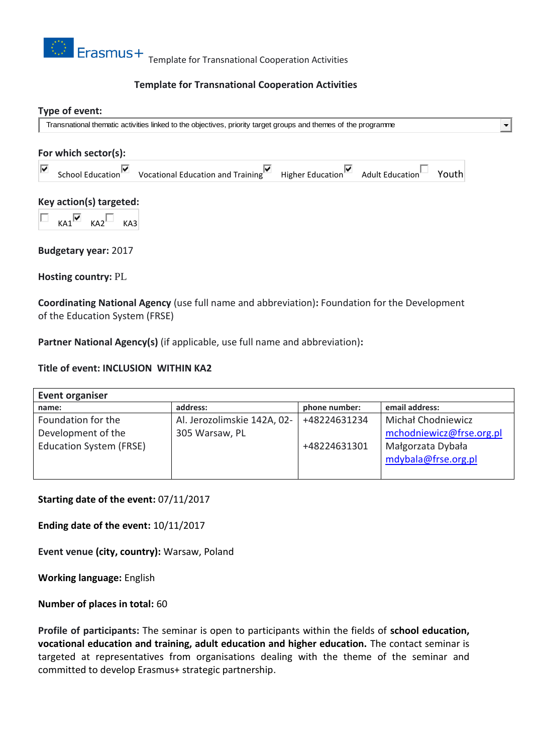Template for Transnational Cooperation Activities

## Template for Transnational Cooperation Activities

**Type of event:**

Transnational thematic activities linked to the objectives, priority target groups and themes of the programme

**For which sector(s):**

☑ School Education ☑ Vocational Education and Training ☑ Higher Education ☑ Adult Education ☐ Youth

**Key action(s) targeted:**

☐ KA1 ☑ KA2 ☐ KA3

**Budgetary year:** 2017

**Hosting country:** PL

**Coordinating National Agency** (use full name and abbreviation)**:** Foundation for the Development of the Education System (FRSE)

**Partner National Agency(s)** (if applicable, use full name and abbreviation)**:**

**Title of event: INCLUSION WITHIN KA2**

| **Event organiser** | | | |
|---|---|---|---|
| **name:** | **address:** | **phone number:** | **email address:** |
| Foundation for the Development of the Education System (FRSE) | Al. Jerozolimskie 142A, 02-305 Warsaw, PL | +48224631234<br><br>+48224631301 | Michał Chodniewicz<br>mchodniewicz@frse.org.pl<br>Małgorzata Dybała<br>mdybala@frse.org.pl |

**Starting date of the event:** 07/11/2017

**Ending date of the event:** 10/11/2017

**Event venue (city, country):** Warsaw, Poland

**Working language:** English

**Number of places in total:** 60

**Profile of participants:** The seminar is open to participants within the fields of **school education, vocational education and training, adult education and higher education.** The contact seminar is targeted at representatives from organisations dealing with the theme of the seminar and committed to develop Erasmus+ strategic partnership.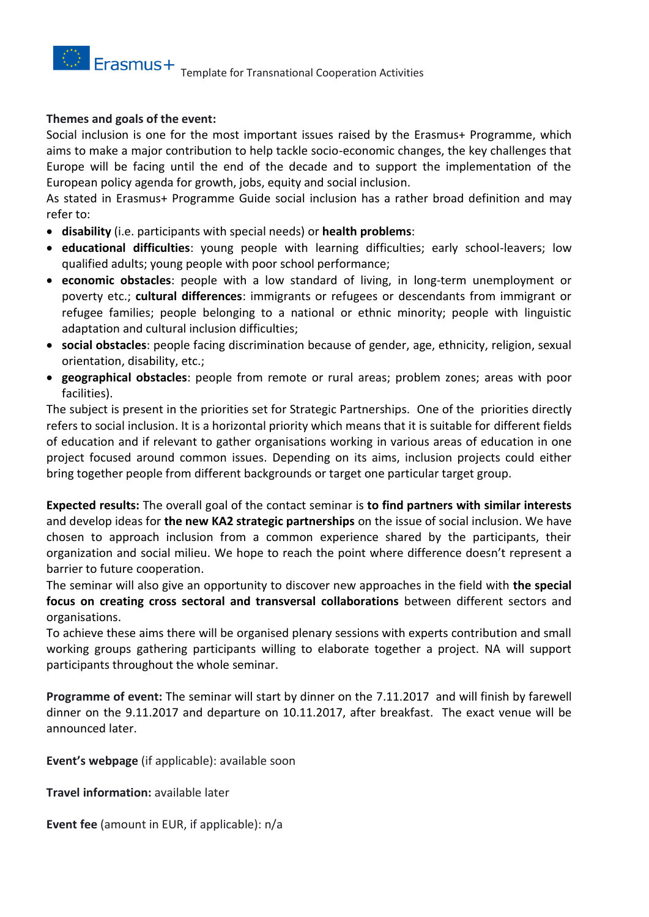**Themes and goals of the event:**
Social inclusion is one for the most important issues raised by the Erasmus+ Programme, which aims to make a major contribution to help tackle socio-economic changes, the key challenges that Europe will be facing until the end of the decade and to support the implementation of the European policy agenda for growth, jobs, equity and social inclusion.
As stated in Erasmus+ Programme Guide social inclusion has a rather broad definition and may refer to:

- **disability** (i.e. participants with special needs) or **health problems**:
- **educational difficulties**: young people with learning difficulties; early school-leavers; low qualified adults; young people with poor school performance;
- **economic obstacles**: people with a low standard of living, in long-term unemployment or poverty etc.; **cultural differences**: immigrants or refugees or descendants from immigrant or refugee families; people belonging to a national or ethnic minority; people with linguistic adaptation and cultural inclusion difficulties;
- **social obstacles**: people facing discrimination because of gender, age, ethnicity, religion, sexual orientation, disability, etc.;
- **geographical obstacles**: people from remote or rural areas; problem zones; areas with poor facilities).

The subject is present in the priorities set for Strategic Partnerships. One of the priorities directly refers to social inclusion. It is a horizontal priority which means that it is suitable for different fields of education and if relevant to gather organisations working in various areas of education in one project focused around common issues. Depending on its aims, inclusion projects could either bring together people from different backgrounds or target one particular target group.

**Expected results:** The overall goal of the contact seminar is **to find partners with similar interests** and develop ideas for **the new KA2 strategic partnerships** on the issue of social inclusion. We have chosen to approach inclusion from a common experience shared by the participants, their organization and social milieu. We hope to reach the point where difference doesn't represent a barrier to future cooperation.
The seminar will also give an opportunity to discover new approaches in the field with **the special focus on creating cross sectoral and transversal collaborations** between different sectors and organisations.
To achieve these aims there will be organised plenary sessions with experts contribution and small working groups gathering participants willing to elaborate together a project. NA will support participants throughout the whole seminar.

**Programme of event:** The seminar will start by dinner on the 7.11.2017 and will finish by farewell dinner on the 9.11.2017 and departure on 10.11.2017, after breakfast. The exact venue will be announced later.

**Event's webpage** (if applicable): available soon

**Travel information:** available later

**Event fee** (amount in EUR, if applicable): n/a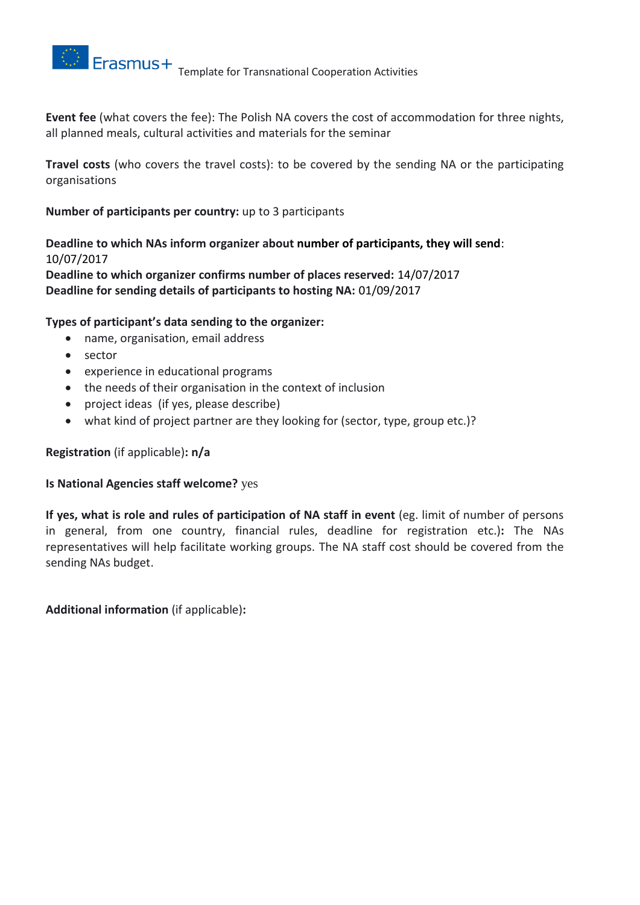**Event fee** (what covers the fee): The Polish NA covers the cost of accommodation for three nights, all planned meals, cultural activities and materials for the seminar

**Travel costs** (who covers the travel costs): to be covered by the sending NA or the participating organisations

**Number of participants per country:** up to 3 participants

**Deadline to which NAs inform organizer about number of participants, they will send**: 10/07/2017
**Deadline to which organizer confirms number of places reserved:** 14/07/2017
**Deadline for sending details of participants to hosting NA:** 01/09/2017

**Types of participant's data sending to the organizer:**

- name, organisation, email address
- sector
- experience in educational programs
- the needs of their organisation in the context of inclusion
- project ideas (if yes, please describe)
- what kind of project partner are they looking for (sector, type, group etc.)?

**Registration** (if applicable)**: n/a**

**Is National Agencies staff welcome?** yes

**If yes, what is role and rules of participation of NA staff in event** (eg. limit of number of persons in general, from one country, financial rules, deadline for registration etc.)**:** The NAs representatives will help facilitate working groups. The NA staff cost should be covered from the sending NAs budget.

**Additional information** (if applicable)**:**